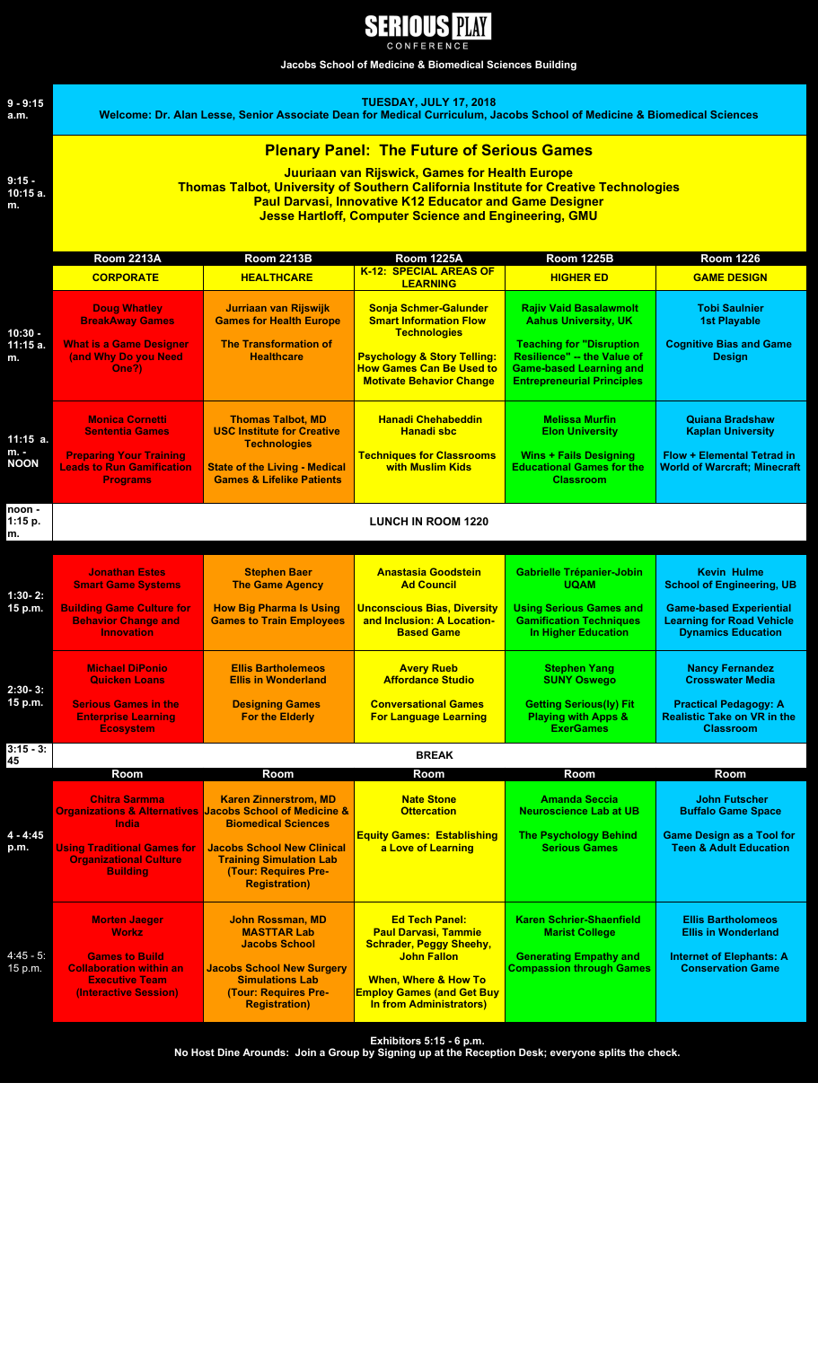# SERIOUS PLAY CONFERENCE

**Jacobs School of Medicine & Biomedical Sciences Building**

| Time | | | | | |
|---|---|---|---|---|---|
| 9 - 9:15 a.m. | **TUESDAY, JULY 17, 2018** Welcome: Dr. Alan Lesse, Senior Associate Dean for Medical Curriculum, Jacobs School of Medicine & Biomedical Sciences | | | | |
| 9:15 - 10:15 a.m. | **Plenary Panel: The Future of Serious Games** Juuriaan van Rijswick, Games for Health Europe; Thomas Talbot, University of Southern California Institute for Creative Technologies; Paul Darvasi, Innovative K12 Educator and Game Designer; Jesse Hartloff, Computer Science and Engineering, GMU | | | | |
| | **Room 2213A** | **Room 2213B** | **Room 1225A** | **Room 1225B** | **Room 1226** |
| | **CORPORATE** | **HEALTHCARE** | **K-12: SPECIAL AREAS OF LEARNING** | **HIGHER ED** | **GAME DESIGN** |
| 10:30 - 11:15 a.m. | **Doug Whatley** BreakAway Games — What is a Game Designer (and Why Do you Need One?) | **Jurriaan van Rijswijk** Games for Health Europe — The Transformation of Healthcare | **Sonja Schmer-Galunder** Smart Information Flow Technologies — Psychology & Story Telling: How Games Can Be Used to Motivate Behavior Change | **Rajiv Vaid Basalawmolt** Aahus University, UK — Teaching for "Disruption Resilience" -- the Value of Game-based Learning and Entrepreneurial Principles | **Tobi Saulnier** 1st Playable — Cognitive Bias and Game Design |
| 11:15 a.m. - NOON | **Monica Cornetti** Sententia Games — Preparing Your Training Leads to Run Gamification Programs | **Thomas Talbot, MD** USC Institute for Creative Technologies — State of the Living - Medical Games & Lifelike Patients | **Hanadi Chehabeddin** Hanadi sbc — Techniques for Classrooms with Muslim Kids | **Melissa Murfin** Elon University — Wins + Fails Designing Educational Games for the Classroom | **Quiana Bradshaw** Kaplan University — Flow + Elemental Tetrad in World of Warcraft; Minecraft |
| noon - 1:15 p.m. | **LUNCH IN ROOM 1220** | | | | |
| 1:30- 2:15 p.m. | **Jonathan Estes** Smart Game Systems — Building Game Culture for Behavior Change and Innovation | **Stephen Baer** The Game Agency — How Big Pharma Is Using Games to Train Employees | **Anastasia Goodstein** Ad Council — Unconscious Bias, Diversity and Inclusion: A Location-Based Game | **Gabrielle Trépanier-Jobin** UQAM — Using Serious Games and Gamification Techniques In Higher Education | **Kevin Hulme** School of Engineering, UB — Game-based Experiential Learning for Road Vehicle Dynamics Education |
| 2:30- 3:15 p.m. | **Michael DiPonio** Quicken Loans — Serious Games in the Enterprise Learning Ecosystem | **Ellis Bartholemeos** Ellis in Wonderland — Designing Games For the Elderly | **Avery Rueb** Affordance Studio — Conversational Games For Language Learning | **Stephen Yang** SUNY Oswego — Getting Serious(ly) Fit Playing with Apps & ExerGames | **Nancy Fernandez** Crosswater Media — Practical Pedagogy: A Realistic Take on VR in the Classroom |
| 3:15 - 3:45 | **BREAK** | | | | |
| | **Room** | **Room** | **Room** | **Room** | **Room** |
| 4 - 4:45 p.m. | **Chitra Sarmma** Organizations & Alternatives India — Using Traditional Games for Organizational Culture Building | **Karen Zinnerstrom, MD** Jacobs School of Medicine & Biomedical Sciences — Jacobs School New Clinical Training Simulation Lab (Tour: Requires Pre-Registration) | **Nate Stone** Ottercation — Equity Games: Establishing a Love of Learning | **Amanda Seccia** Neuroscience Lab at UB — The Psychology Behind Serious Games | **John Futscher** Buffalo Game Space — Game Design as a Tool for Teen & Adult Education |
| 4:45 - 5:15 p.m. | **Morten Jaeger** Workz — Games to Build Collaboration within an Executive Team (Interactive Session) | **John Rossman, MD** MASTTAR Lab Jacobs School — Jacobs School New Surgery Simulations Lab (Tour: Requires Pre-Registration) | **Ed Tech Panel:** Paul Darvasi, Tammie Schrader, Peggy Sheehy, John Fallon — When, Where & How To Employ Games (and Get Buy In from Administrators) | **Karen Schrier-Shaenfield** Marist College — Generating Empathy and Compassion through Games | **Ellis Bartholomeos** Ellis in Wonderland — Internet of Elephants: A Conservation Game |

**Exhibitors 5:15 - 6 p.m.**
**No Host Dine Arounds: Join a Group by Signing up at the Reception Desk; everyone splits the check.**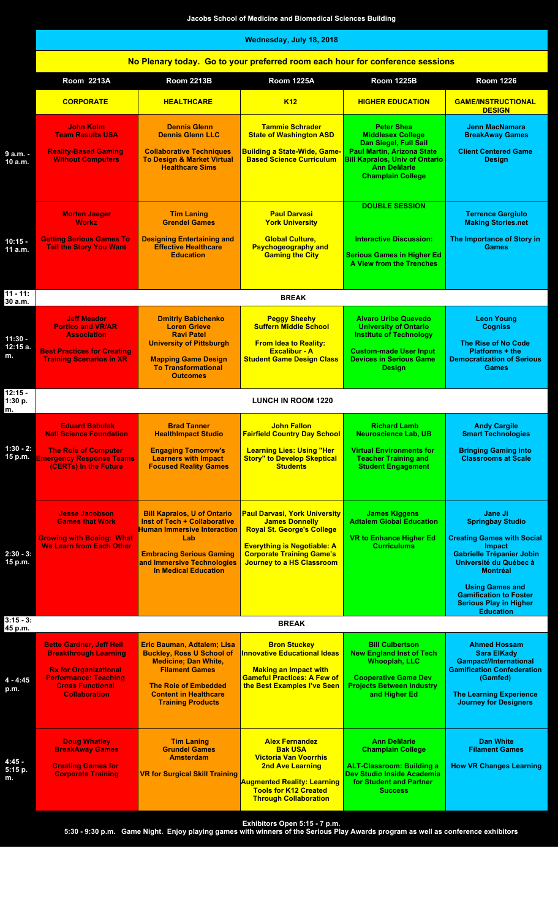**Jacobs School of Medicine and Biomedical Sciences Building**

## Wednesday, July 18, 2018

**No Plenary today. Go to your preferred room each hour for conference sessions**

| | Room 2213A | Room 2213B | Room 1225A | Room 1225B | Room 1226 |
|---|---|---|---|---|---|
| | **CORPORATE** | **HEALTHCARE** | **K12** | **HIGHER EDUCATION** | **GAME/INSTRUCTIONAL DESIGN** |
| 9 a.m. - 10 a.m. | **John Kolm**<br>**Team Results USA**<br><br>**Reality-Based Gaming Without Computers** | **Dennis Glenn**<br>**Dennis Glenn LLC**<br><br>**Collaborative Techniques To Design & Market Virtual Healthcare Sims** | **Tammie Schrader**<br>**State of Washington ASD**<br><br>**Building a State-Wide, Game-Based Science Curriculum** | **Peter Shea**<br>**Middlesex College**<br>**Dan Siegel, Full Sail**<br>**Paul Martin, Arizona State**<br>**Bill Kapralos, Univ of Ontario**<br>**Ann DeMarle**<br>**Champlain College** | **Jenn MacNamara**<br>**BreakAway Games**<br><br>**Client Centered Game Design** |
| 10:15 - 11 a.m. | **Morten Jaeger**<br>**Workz**<br><br>**Getting Serious Games To Tell the Story You Want** | **Tim Laning**<br>**Grendel Games**<br><br>**Designing Entertaining and Effective Healthcare Education** | **Paul Darvasi**<br>**York University**<br><br>**Global Culture, Psychogeography and Gaming the City** | **DOUBLE SESSION**<br><br>**Interactive Discussion:**<br><br>**Serious Games in Higher Ed A View from the Trenches** | **Terrence Gargiulo**<br>**Making Stories.net**<br><br>**The Importance of Story in Games** |
| 11 - 11:30 a.m. | **BREAK** | | | | |
| 11:30 - 12:15 a.m. | **Jeff Meador**<br>**Portico and VR/AR Association**<br><br>**Best Practices for Creating Training Scenarios in XR** | **Dmitriy Babichenko**<br>**Loren Grieve**<br>**Ravi Patel**<br>**University of Pittsburgh**<br><br>**Mapping Game Design To Transformational Outcomes** | **Peggy Sheehy**<br>**Suffern Middle School**<br><br>**From Idea to Reality: Excalibur - A Student Game Design Class** | **Alvaro Uribe Quevedo**<br>**University of Ontario Institute of Technology**<br><br>**Custom-made User Input Devices in Serious Game Design** | **Leon Young**<br>**Cognisss**<br><br>**The Rise of No Code Platforms + the Democratization of Serious Games** |
| 12:15 - 1:30 p.m. | **LUNCH IN ROOM 1220** | | | | |
| 1:30 - 2:15 p.m. | **Eduard Babulak**<br>**Natl Science Foundation**<br><br>**The Role of Computer Emergency Response Teams (CERTs) In the Future** | **Brad Tanner**<br>**HealthImpact Studio**<br><br>**Engaging Tomorrow's Learners with Impact Focused Reality Games** | **John Fallon**<br>**Fairfield Country Day School**<br><br>**Learning Lies: Using "Her Story" to Develop Skeptical Students** | **Richard Lamb**<br>**Neuroscience Lab, UB**<br><br>**Virtual Environments for Teacher Training and Student Engagement** | **Andy Cargile**<br>**Smart Technologies**<br><br>**Bringing Gaming into Classrooms at Scale** |
| 2:30 - 3:15 p.m. | **Jesse Jacobson**<br>**Games that Work**<br><br>**Growing with Boeing: What We Learn from Each Other** | **Bill Kapralos, U of Ontario Inst of Tech + Collaborative Human Immersive Interaction Lab**<br><br>**Embracing Serious Gaming and Immersive Technologies In Medical Education** | **Paul Darvasi, York University**<br>**James Donnelly**<br>**Royal St. George's College**<br><br>**Everything is Negotiable: A Corporate Training Game's Journey to a HS Classroom** | **James Kiggens**<br>**Adtalem Global Education**<br><br>**VR to Enhance Higher Ed Curriculums** | **Jane Ji**<br>**Springbay Studio**<br><br>**Creating Games with Social Impact**<br>**Gabrielle Trépanier Jobin**<br>**Université du Québec à Montréal**<br><br>**Using Games and Gamification to Foster Serious Play in Higher Education** |
| 3:15 - 3:45 p.m. | **BREAK** | | | | |
| 4 - 4:45 p.m. | **Bette Gardner, Jeff Heil**<br>**Breakthrough Learning**<br><br>**Rx for Organizational Performance: Teaching Cross Functional Collaboration** | **Eric Bauman, Adtalem; Lisa Buckley, Ross U School of Medicine; Dan White, Filament Games**<br><br>**The Role of Embedded Content in Healthcare Training Products** | **Bron Stuckey**<br>**Innovative Educational Ideas**<br><br>**Making an Impact with Gameful Practices: A Few of the Best Examples I've Seen** | **Bill Culbertson**<br>**New England Inst of Tech**<br>**Whooplah, LLC**<br><br>**Cooperative Game Dev Projects Between Industry and Higher Ed** | **Ahmed Hossam**<br>**Sara ElKady**<br>**Gampact//International Gamification Confederation (Gamfed)**<br><br>**The Learning Experience Journey for Designers** |
| 4:45 - 5:15 p.m. | **Doug Whatley**<br>**BreakAway Games**<br><br>**Creating Games for Corporate Training** | **Tim Laning**<br>**Grundel Games**<br>**Amsterdam**<br><br>**VR for Surgical Skill Training** | **Alex Fernandez**<br>**Bak USA**<br>**Victoria Van Voorhis**<br>**2nd Ave Learning**<br><br>**Augmented Reality: Learning Tools for K12 Created Through Collaboration** | **Ann DeMarle**<br>**Champlain College**<br><br>**ALT-Classroom: Building a Dev Studio Inside Academia for Student and Partner Success** | **Dan White**<br>**Filament Games**<br><br>**How VR Changes Learning** |

**Exhibitors Open 5:15 - 7 p.m.**

**5:30 - 9:30 p.m. Game Night. Enjoy playing games with winners of the Serious Play Awards program as well as conference exhibitors**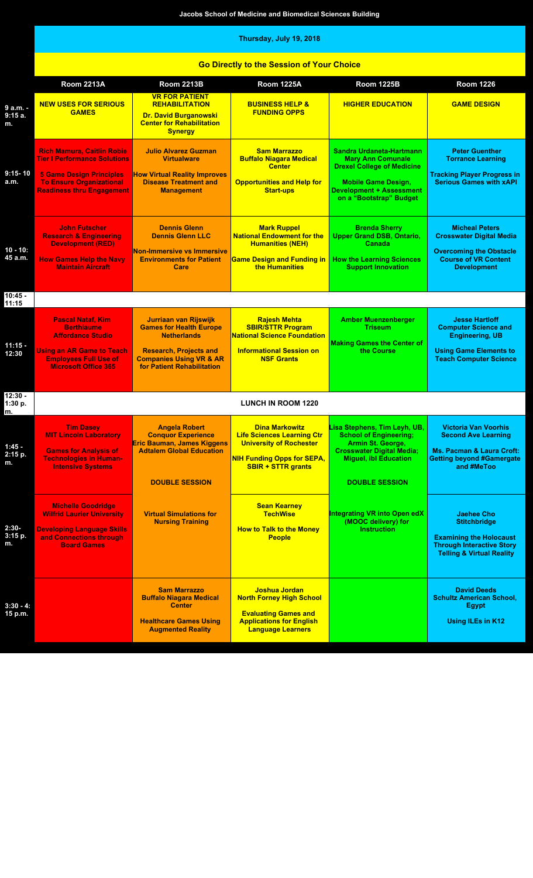# Jacobs School of Medicine and Biomedical Sciences Building

## Thursday, July 19, 2018

### Go Directly to the Session of Your Choice

| | Room 2213A | Room 2213B | Room 1225A | Room 1225B | Room 1226 |
|---|---|---|---|---|---|
| 9 a.m. - 9:15 a. m. | **NEW USES FOR SERIOUS GAMES** | **VR FOR PATIENT REHABILITATION**<br>Dr. David Burganowski<br>Center for Rehabilitation Synergy | **BUSINESS HELP & FUNDING OPPS** | **HIGHER EDUCATION** | **GAME DESIGN** |
| 9:15- 10 a.m. | Rich Mamura, Caitlin Robie<br>Tier I Performance Solutions<br><br>5 Game Design Principles To Ensure Organizational Readiness thru Engagement | Julio Alvarez Guzman<br>Virtualware<br><br>How Virtual Reality Improves Disease Treatment and Management | Sam Marrazzo<br>Buffalo Niagara Medical Center<br><br>Opportunities and Help for Start-ups | Sandra Urdaneta-Hartmann<br>Mary Ann Comunale<br>Drexel College of Medicine<br><br>Mobile Game Design, Development + Assessment on a "Bootstrap" Budget | Peter Guenther<br>Torrance Learning<br><br>Tracking Player Progress in Serious Games with xAPI |
| 10 - 10: 45 a.m. | John Futscher<br>Research & Engineering Development (RED)<br><br>How Games Help the Navy Maintain Aircraft | Dennis Glenn<br>Dennis Glenn LLC<br><br>Non-Immersive vs Immersive Environments for Patient Care | Mark Ruppel<br>National Endowment for the Humanities (NEH)<br><br>Game Design and Funding in the Humanities | Brenda Sherry<br>Upper Grand DSB, Ontario, Canada<br><br>How the Learning Sciences Support Innovation | Micheal Peters<br>Crosswater Digital Media<br><br>Overcoming the Obstacle Course of VR Content Development |
| 10:45 - 11:15 | | | | | |
| 11:15 - 12:30 | Pascal Nataf, Kim Berthiaume<br>Affordance Studio<br><br>Using an AR Game to Teach Employees Full Use of Microsoft Office 365 | Jurriaan van Rijswijk<br>Games for Health Europe<br>Netherlands<br><br>Research, Projects and Companies Using VR & AR for Patient Rehabilitation | Rajesh Mehta<br>SBIR/STTR Program<br>National Science Foundation<br><br>Informational Session on NSF Grants | Amber Muenzenberger<br>Triseum<br><br>Making Games the Center of the Course | Jesse Hartloff<br>Computer Science and Engineering, UB<br><br>Using Game Elements to Teach Computer Science |
| 12:30 - 1:30 p. m. | LUNCH IN ROOM 1220 | | | | |
| 1:45 - 2:15 p. m. | Tim Dasey<br>MIT Lincoln Laboratory<br><br>Games for Analysis of Technologies in Human-Intensive Systems | Angela Robert<br>Conquor Experience<br>Eric Bauman, James Kiggens<br>Adtalem Global Education<br><br>DOUBLE SESSION<br><br>Virtual Simulations for Nursing Training | Dina Markowitz<br>Life Sciences Learning Ctr<br>University of Rochester<br><br>NIH Funding Opps for SEPA, SBIR + STTR grants | Lisa Stephens, Tim Leyh, UB, School of Engineering;<br>Armin St. George, Crosswater Digital Media;<br>Miguel, ibl Education<br><br>DOUBLE SESSION<br><br>Integrating VR into Open edX (MOOC delivery) for Instruction | Victoria Van Voorhis<br>Second Ave Learning<br><br>Ms. Pacman & Laura Croft: Getting beyond #Gamergate and #MeToo |
| 2:30- 3:15 p. m. | Michelle Goodridge<br>Wilfrid Laurier University<br><br>Developing Language Skills and Connections through Board Games | | Sean Kearney<br>TechWise<br><br>How to Talk to the Money People | | Jaehee Cho<br>Stitchbridge<br><br>Examining the Holocaust Through Interactive Story Telling & Virtual Reality |
| 3:30 - 4: 15 p.m. | | Sam Marrazzo<br>Buffalo Niagara Medical Center<br><br>Healthcare Games Using Augmented Reality | Joshua Jordan<br>North Forney High School<br><br>Evaluating Games and Applications for English Language Learners | | David Deeds<br>Schultz American School, Egypt<br><br>Using ILEs in K12 |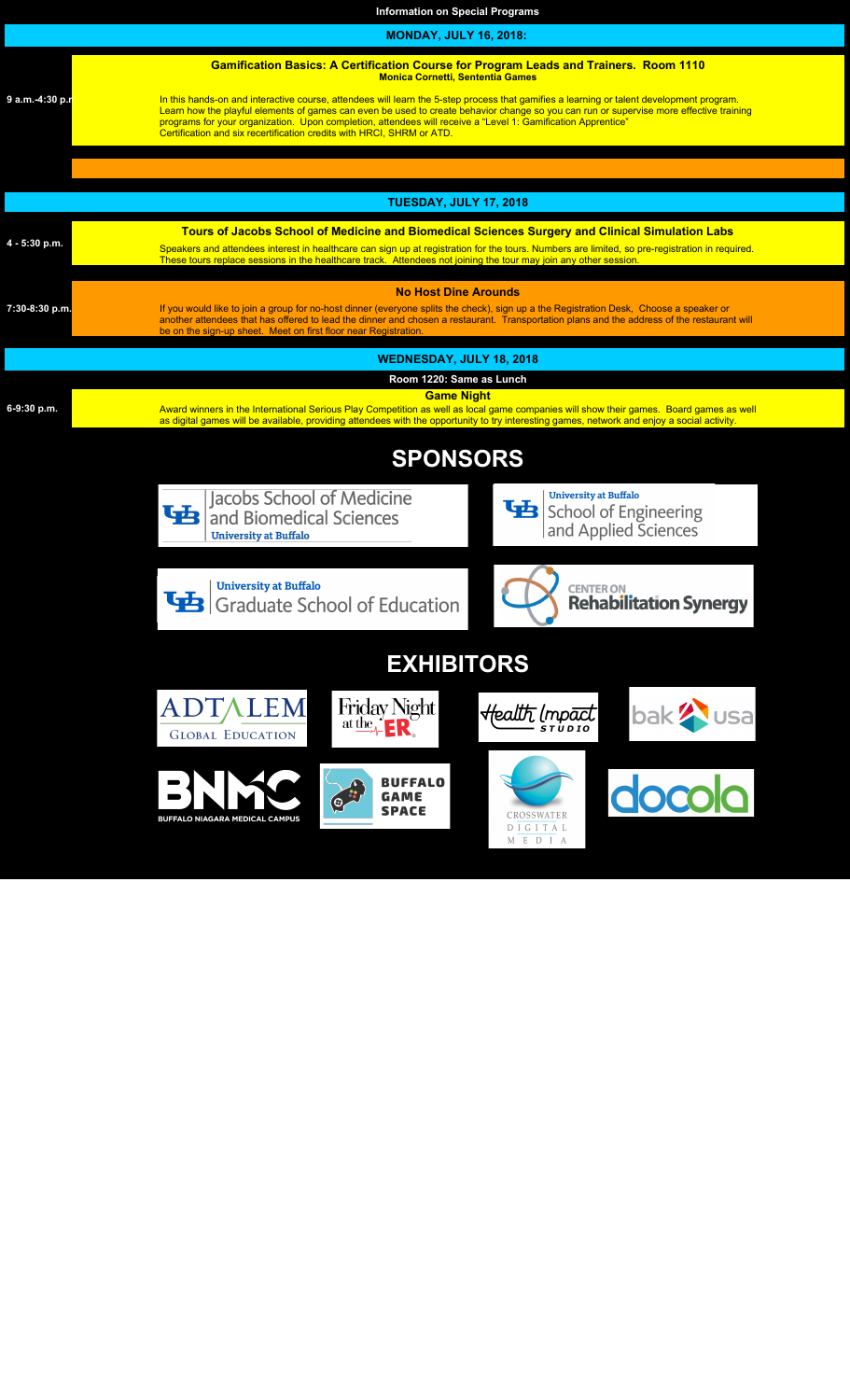**Information on Special Programs**

## MONDAY, JULY 16, 2018:

9 a.m.-4:30 p.m.

**Gamification Basics: A Certification Course for Program Leads and Trainers. Room 1110**
**Monica Cornetti, Sententia Games**

In this hands-on and interactive course, attendees will learn the 5-step process that gamifies a learning or talent development program. Learn how the playful elements of games can even be used to create behavior change so you can run or supervise more effective training programs for your organization. Upon completion, attendees will receive a "Level 1: Gamification Apprentice" Certification and six recertification credits with HRCI, SHRM or ATD.

## TUESDAY, JULY 17, 2018

4 - 5:30 p.m.

**Tours of Jacobs School of Medicine and Biomedical Sciences Surgery and Clinical Simulation Labs**

Speakers and attendees interest in healthcare can sign up at registration for the tours. Numbers are limited, so pre-registration in required. These tours replace sessions in the healthcare track. Attendees not joining the tour may join any other session.

7:30-8:30 p.m.

**No Host Dine Arounds**

If you would like to join a group for no-host dinner (everyone splits the check), sign up a the Registration Desk, Choose a speaker or another attendees that has offered to lead the dinner and chosen a restaurant. Transportation plans and the address of the restaurant will be on the sign-up sheet. Meet on first floor near Registration.

## WEDNESDAY, JULY 18, 2018

**Room 1220: Same as Lunch**

6-9:30 p.m.

**Game Night**

Award winners in the International Serious Play Competition as well as local game companies will show their games. Board games as well as digital games will be available, providing attendees with the opportunity to try interesting games, network and enjoy a social activity.

# SPONSORS

Jacobs School of Medicine and Biomedical Sciences, University at Buffalo

University at Buffalo School of Engineering and Applied Sciences

University at Buffalo Graduate School of Education

Center on Rehabilitation Synergy

# EXHIBITORS

Adtalem Global Education

Friday Night at the ER

Health Impact Studio

bak usa

BNMC Buffalo Niagara Medical Campus

Buffalo Game Space

Crosswater Digital Media

docola